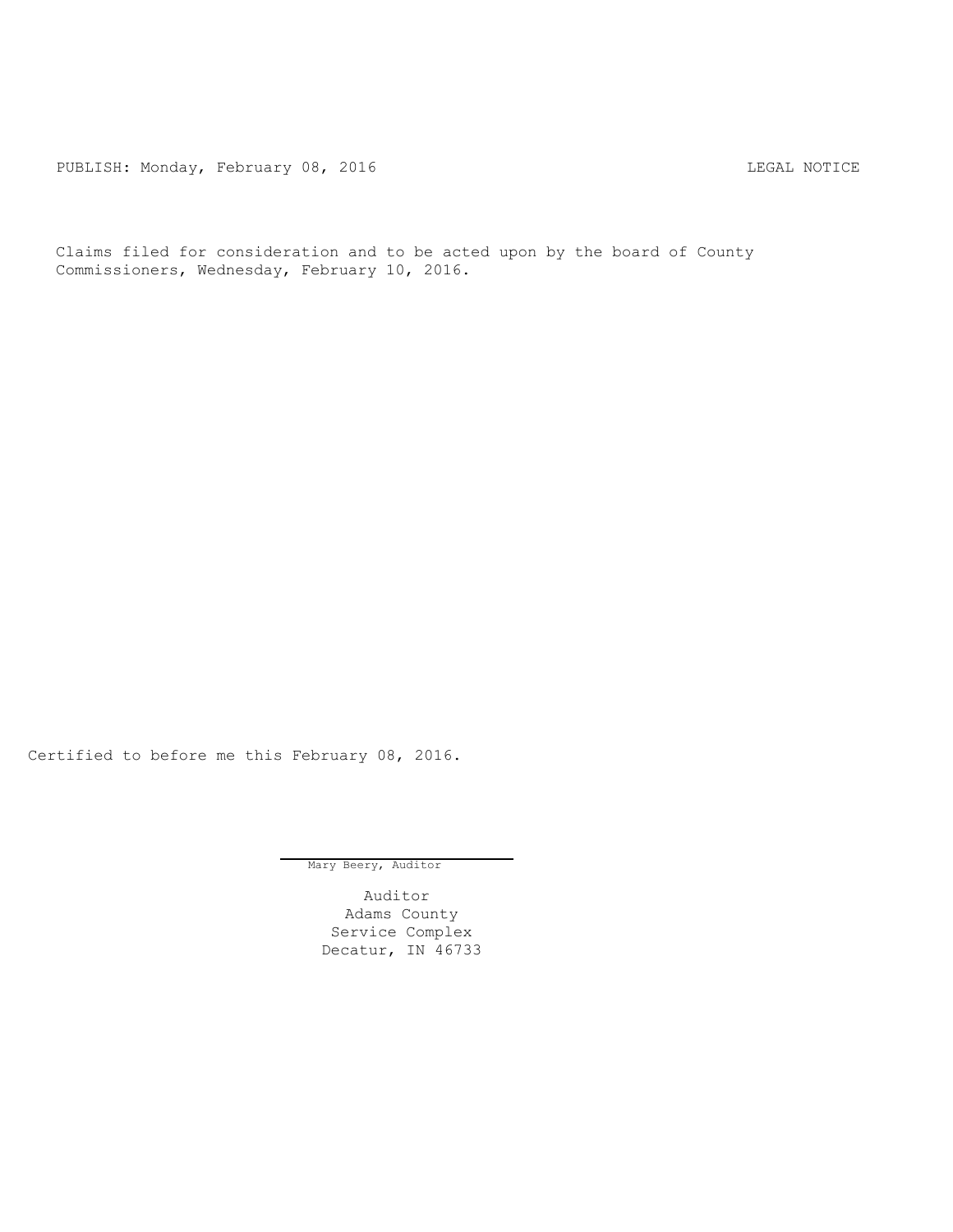PUBLISH: Monday, February 08, 2016 LEGAL NOTICE

Claims filed for consideration and to be acted upon by the board of County Commissioners, Wednesday, February 10, 2016.

Certified to before me this February 08, 2016.

Mary Beery, Auditor

Auditor
Adams County
Service Complex
Decatur, IN 46733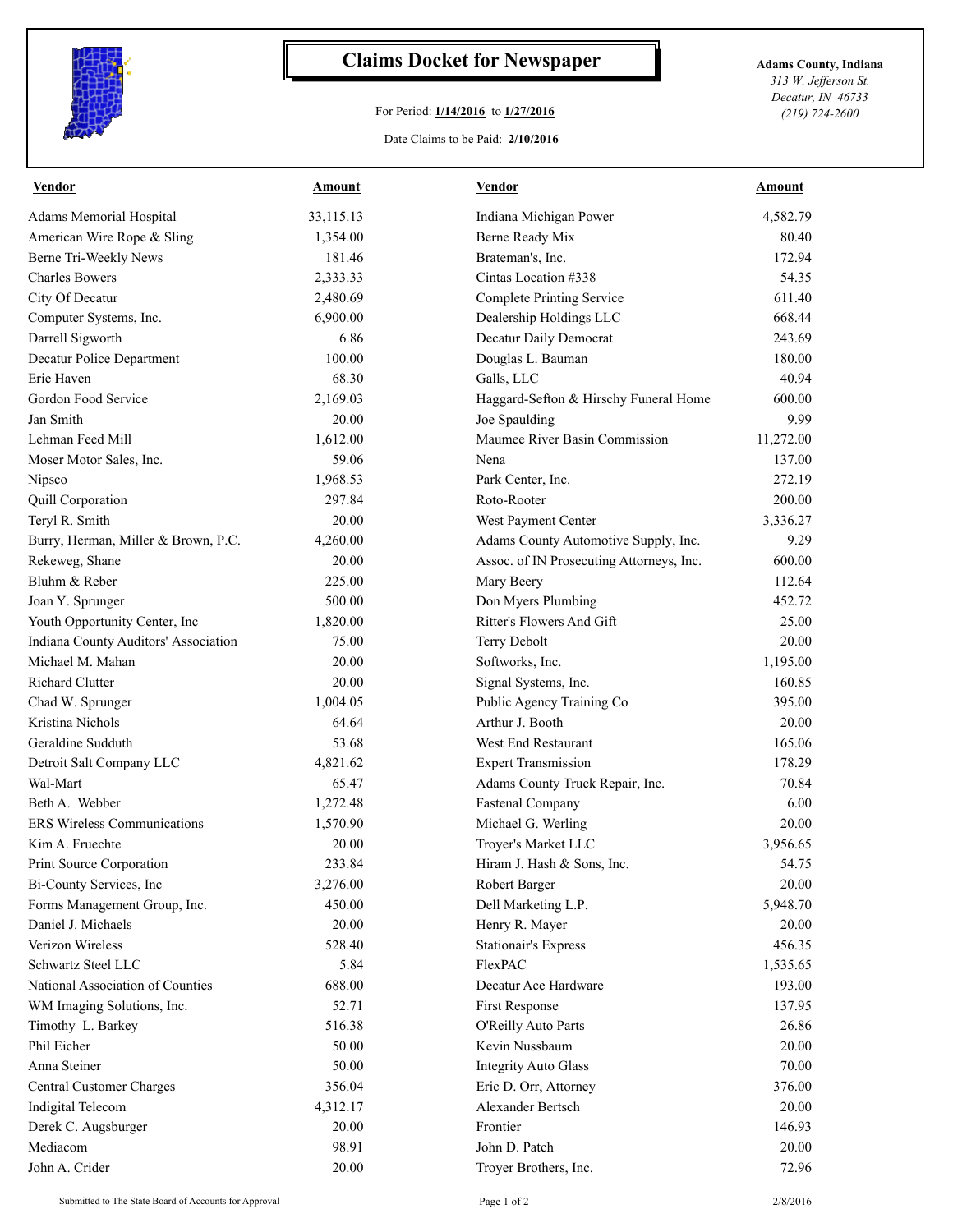# Claims Docket for Newspaper

For Period: **1/14/2016** to **1/27/2016**

Date Claims to be Paid: **2/10/2016**

**Adams County, Indiana**
*313 W. Jefferson St.*
*Decatur, IN 46733*
*(219) 724-2600*

| Vendor | Amount | Vendor | Amount |
|---|---|---|---|
| Adams Memorial Hospital | 33,115.13 | Indiana Michigan Power | 4,582.79 |
| American Wire Rope & Sling | 1,354.00 | Berne Ready Mix | 80.40 |
| Berne Tri-Weekly News | 181.46 | Brateman's, Inc. | 172.94 |
| Charles Bowers | 2,333.33 | Cintas Location #338 | 54.35 |
| City Of Decatur | 2,480.69 | Complete Printing Service | 611.40 |
| Computer Systems, Inc. | 6,900.00 | Dealership Holdings LLC | 668.44 |
| Darrell Sigworth | 6.86 | Decatur Daily Democrat | 243.69 |
| Decatur Police Department | 100.00 | Douglas L. Bauman | 180.00 |
| Erie Haven | 68.30 | Galls, LLC | 40.94 |
| Gordon Food Service | 2,169.03 | Haggard-Sefton & Hirschy Funeral Home | 600.00 |
| Jan Smith | 20.00 | Joe Spaulding | 9.99 |
| Lehman Feed Mill | 1,612.00 | Maumee River Basin Commission | 11,272.00 |
| Moser Motor Sales, Inc. | 59.06 | Nena | 137.00 |
| Nipsco | 1,968.53 | Park Center, Inc. | 272.19 |
| Quill Corporation | 297.84 | Roto-Rooter | 200.00 |
| Teryl R. Smith | 20.00 | West Payment Center | 3,336.27 |
| Burry, Herman, Miller & Brown, P.C. | 4,260.00 | Adams County Automotive Supply, Inc. | 9.29 |
| Rekeweg, Shane | 20.00 | Assoc. of IN Prosecuting Attorneys, Inc. | 600.00 |
| Bluhm & Reber | 225.00 | Mary Beery | 112.64 |
| Joan Y. Sprunger | 500.00 | Don Myers Plumbing | 452.72 |
| Youth Opportunity Center, Inc | 1,820.00 | Ritter's Flowers And Gift | 25.00 |
| Indiana County Auditors' Association | 75.00 | Terry Debolt | 20.00 |
| Michael M. Mahan | 20.00 | Softworks, Inc. | 1,195.00 |
| Richard Clutter | 20.00 | Signal Systems, Inc. | 160.85 |
| Chad W. Sprunger | 1,004.05 | Public Agency Training Co | 395.00 |
| Kristina Nichols | 64.64 | Arthur J. Booth | 20.00 |
| Geraldine Sudduth | 53.68 | West End Restaurant | 165.06 |
| Detroit Salt Company LLC | 4,821.62 | Expert Transmission | 178.29 |
| Wal-Mart | 65.47 | Adams County Truck Repair, Inc. | 70.84 |
| Beth A. Webber | 1,272.48 | Fastenal Company | 6.00 |
| ERS Wireless Communications | 1,570.90 | Michael G. Werling | 20.00 |
| Kim A. Fruechte | 20.00 | Troyer's Market LLC | 3,956.65 |
| Print Source Corporation | 233.84 | Hiram J. Hash & Sons, Inc. | 54.75 |
| Bi-County Services, Inc | 3,276.00 | Robert Barger | 20.00 |
| Forms Management Group, Inc. | 450.00 | Dell Marketing L.P. | 5,948.70 |
| Daniel J. Michaels | 20.00 | Henry R. Mayer | 20.00 |
| Verizon Wireless | 528.40 | Stationair's Express | 456.35 |
| Schwartz Steel LLC | 5.84 | FlexPAC | 1,535.65 |
| National Association of Counties | 688.00 | Decatur Ace Hardware | 193.00 |
| WM Imaging Solutions, Inc. | 52.71 | First Response | 137.95 |
| Timothy L. Barkey | 516.38 | O'Reilly Auto Parts | 26.86 |
| Phil Eicher | 50.00 | Kevin Nussbaum | 20.00 |
| Anna Steiner | 50.00 | Integrity Auto Glass | 70.00 |
| Central Customer Charges | 356.04 | Eric D. Orr, Attorney | 376.00 |
| Indigital Telecom | 4,312.17 | Alexander Bertsch | 20.00 |
| Derek C. Augsburger | 20.00 | Frontier | 146.93 |
| Mediacom | 98.91 | John D. Patch | 20.00 |
| John A. Crider | 20.00 | Troyer Brothers, Inc. | 72.96 |

Submitted to The State Board of Accounts for Approval

2/8/2016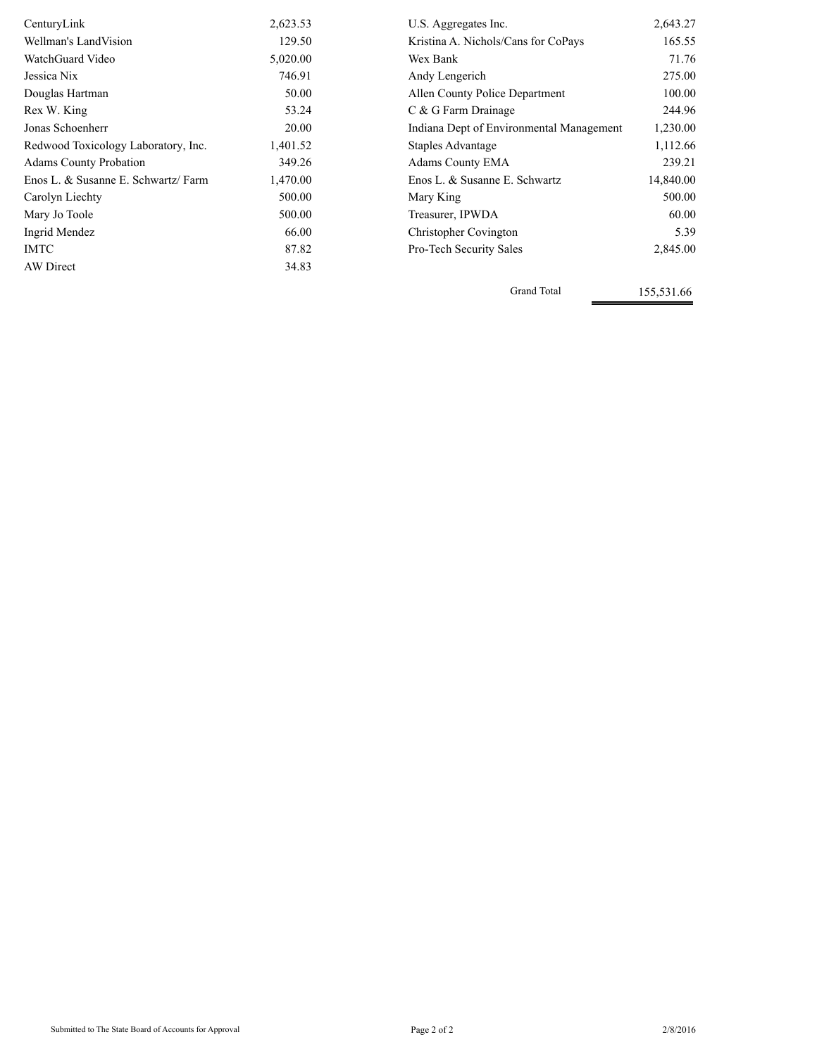| | | | |
|---|---|---|---|
| CenturyLink | 2,623.53 | U.S. Aggregates Inc. | 2,643.27 |
| Wellman's LandVision | 129.50 | Kristina A. Nichols/Cans for CoPays | 165.55 |
| WatchGuard Video | 5,020.00 | Wex Bank | 71.76 |
| Jessica Nix | 746.91 | Andy Lengerich | 275.00 |
| Douglas Hartman | 50.00 | Allen County Police Department | 100.00 |
| Rex W. King | 53.24 | C & G Farm Drainage | 244.96 |
| Jonas Schoenherr | 20.00 | Indiana Dept of Environmental Management | 1,230.00 |
| Redwood Toxicology Laboratory, Inc. | 1,401.52 | Staples Advantage | 1,112.66 |
| Adams County Probation | 349.26 | Adams County EMA | 239.21 |
| Enos L. & Susanne E. Schwartz/ Farm | 1,470.00 | Enos L. & Susanne E. Schwartz | 14,840.00 |
| Carolyn Liechty | 500.00 | Mary King | 500.00 |
| Mary Jo Toole | 500.00 | Treasurer, IPWDA | 60.00 |
| Ingrid Mendez | 66.00 | Christopher Covington | 5.39 |
| IMTC | 87.82 | Pro-Tech Security Sales | 2,845.00 |
| AW Direct | 34.83 | | |
| | | Grand Total | 155,531.66 |

Submitted to The State Board of Accounts for Approval

2/8/2016